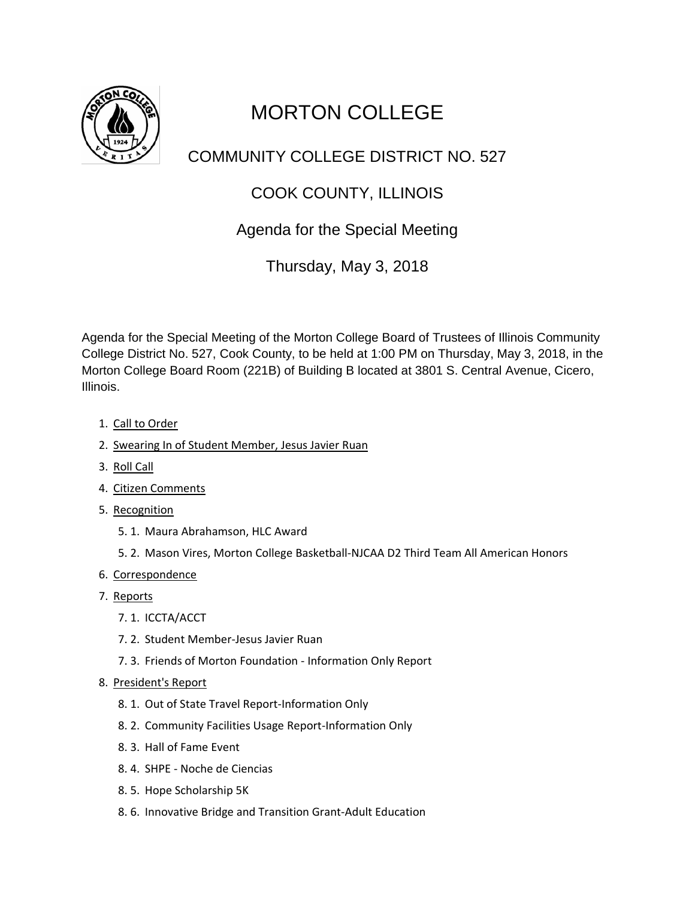# MORTON COLLEGE

## COMMUNITY COLLEGE DISTRICT NO. 527

## COOK COUNTY, ILLINOIS

## Agenda for the Special Meeting

## Thursday, May 3, 2018

Agenda for the Special Meeting of the Morton College Board of Trustees of Illinois Community College District No. 527, Cook County, to be held at 1:00 PM on Thursday, May 3, 2018, in the Morton College Board Room (221B) of Building B located at 3801 S. Central Avenue, Cicero, Illinois.

1. Call to Order
2. Swearing In of Student Member, Jesus Javier Ruan
3. Roll Call
4. Citizen Comments
5. Recognition
   - 5. 1. Maura Abrahamson, HLC Award
   - 5. 2. Mason Vires, Morton College Basketball-NJCAA D2 Third Team All American Honors
6. Correspondence
7. Reports
   - 7. 1. ICCTA/ACCT
   - 7. 2. Student Member-Jesus Javier Ruan
   - 7. 3. Friends of Morton Foundation - Information Only Report
8. President's Report
   - 8. 1. Out of State Travel Report-Information Only
   - 8. 2. Community Facilities Usage Report-Information Only
   - 8. 3. Hall of Fame Event
   - 8. 4. SHPE - Noche de Ciencias
   - 8. 5. Hope Scholarship 5K
   - 8. 6. Innovative Bridge and Transition Grant-Adult Education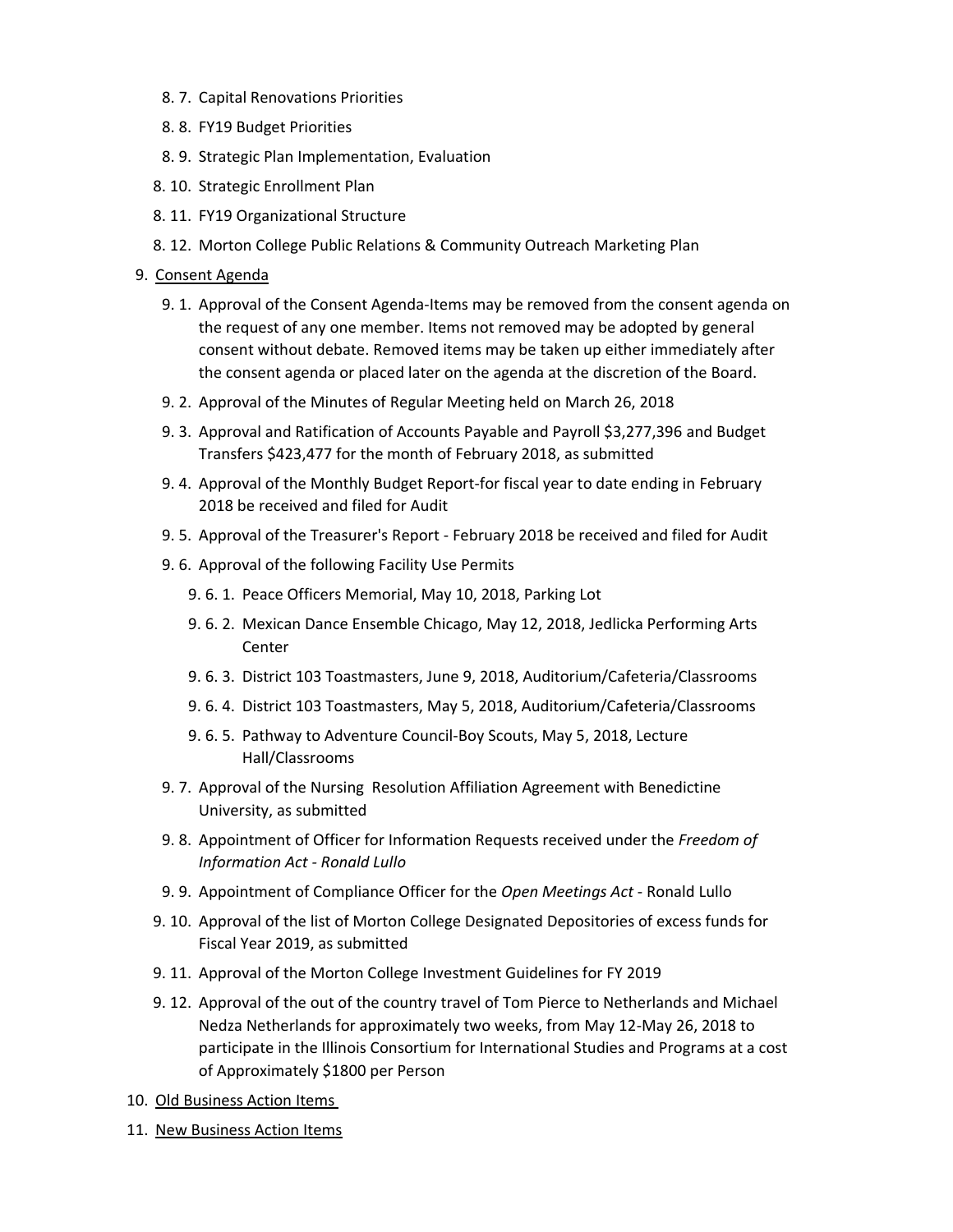- 8. 7. Capital Renovations Priorities
- 8. 8. FY19 Budget Priorities
- 8. 9. Strategic Plan Implementation, Evaluation
- 8. 10. Strategic Enrollment Plan
- 8. 11. FY19 Organizational Structure
- 8. 12. Morton College Public Relations & Community Outreach Marketing Plan

9. <u>Consent Agenda</u>

- 9. 1. Approval of the Consent Agenda-Items may be removed from the consent agenda on the request of any one member. Items not removed may be adopted by general consent without debate. Removed items may be taken up either immediately after the consent agenda or placed later on the agenda at the discretion of the Board.
- 9. 2. Approval of the Minutes of Regular Meeting held on March 26, 2018
- 9. 3. Approval and Ratification of Accounts Payable and Payroll $3,277,396 and Budget Transfers $423,477 for the month of February 2018, as submitted
- 9. 4. Approval of the Monthly Budget Report-for fiscal year to date ending in February 2018 be received and filed for Audit
- 9. 5. Approval of the Treasurer's Report - February 2018 be received and filed for Audit
- 9. 6. Approval of the following Facility Use Permits
  - 9. 6. 1. Peace Officers Memorial, May 10, 2018, Parking Lot
  - 9. 6. 2. Mexican Dance Ensemble Chicago, May 12, 2018, Jedlicka Performing Arts Center
  - 9. 6. 3. District 103 Toastmasters, June 9, 2018, Auditorium/Cafeteria/Classrooms
  - 9. 6. 4. District 103 Toastmasters, May 5, 2018, Auditorium/Cafeteria/Classrooms
  - 9. 6. 5. Pathway to Adventure Council-Boy Scouts, May 5, 2018, Lecture Hall/Classrooms
- 9. 7. Approval of the Nursing Resolution Affiliation Agreement with Benedictine University, as submitted
- 9. 8. Appointment of Officer for Information Requests received under the *Freedom of Information Act - Ronald Lullo*
- 9. 9. Appointment of Compliance Officer for the *Open Meetings Act* - Ronald Lullo
- 9. 10. Approval of the list of Morton College Designated Depositories of excess funds for Fiscal Year 2019, as submitted
- 9. 11. Approval of the Morton College Investment Guidelines for FY 2019
- 9. 12. Approval of the out of the country travel of Tom Pierce to Netherlands and Michael Nedza Netherlands for approximately two weeks, from May 12-May 26, 2018 to participate in the Illinois Consortium for International Studies and Programs at a cost of Approximately $1800 per Person

10. <u>Old Business Action Items</u>

11. <u>New Business Action Items</u>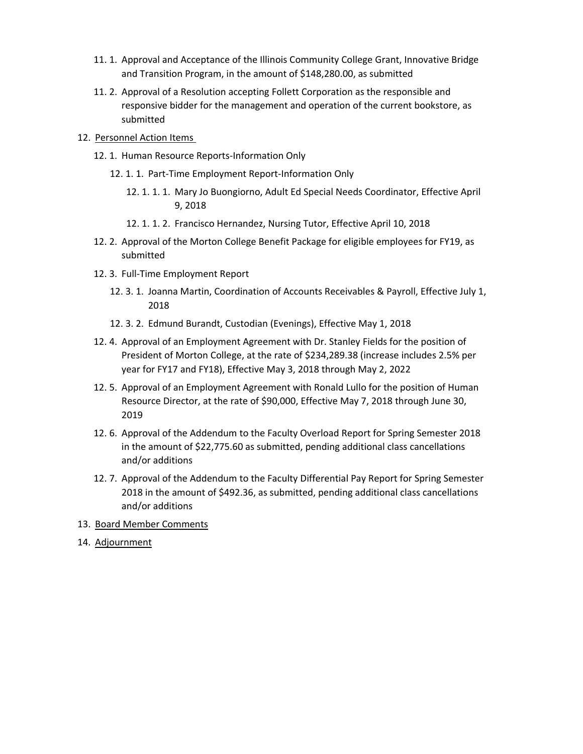- 11. 1. Approval and Acceptance of the Illinois Community College Grant, Innovative Bridge and Transition Program, in the amount of $148,280.00, as submitted
- 11. 2. Approval of a Resolution accepting Follett Corporation as the responsible and responsive bidder for the management and operation of the current bookstore, as submitted

12. Personnel Action Items

- 12. 1. Human Resource Reports-Information Only
  - 12. 1. 1. Part-Time Employment Report-Information Only
    - 12. 1. 1. 1. Mary Jo Buongiorno, Adult Ed Special Needs Coordinator, Effective April 9, 2018
    - 12. 1. 1. 2. Francisco Hernandez, Nursing Tutor, Effective April 10, 2018
- 12. 2. Approval of the Morton College Benefit Package for eligible employees for FY19, as submitted
- 12. 3. Full-Time Employment Report
  - 12. 3. 1. Joanna Martin, Coordination of Accounts Receivables & Payroll, Effective July 1, 2018
  - 12. 3. 2. Edmund Burandt, Custodian (Evenings), Effective May 1, 2018
- 12. 4. Approval of an Employment Agreement with Dr. Stanley Fields for the position of President of Morton College, at the rate of $234,289.38 (increase includes 2.5% per year for FY17 and FY18), Effective May 3, 2018 through May 2, 2022
- 12. 5. Approval of an Employment Agreement with Ronald Lullo for the position of Human Resource Director, at the rate of $90,000, Effective May 7, 2018 through June 30, 2019
- 12. 6. Approval of the Addendum to the Faculty Overload Report for Spring Semester 2018 in the amount of $22,775.60 as submitted, pending additional class cancellations and/or additions
- 12. 7. Approval of the Addendum to the Faculty Differential Pay Report for Spring Semester 2018 in the amount of $492.36, as submitted, pending additional class cancellations and/or additions

13. Board Member Comments

14. Adjournment